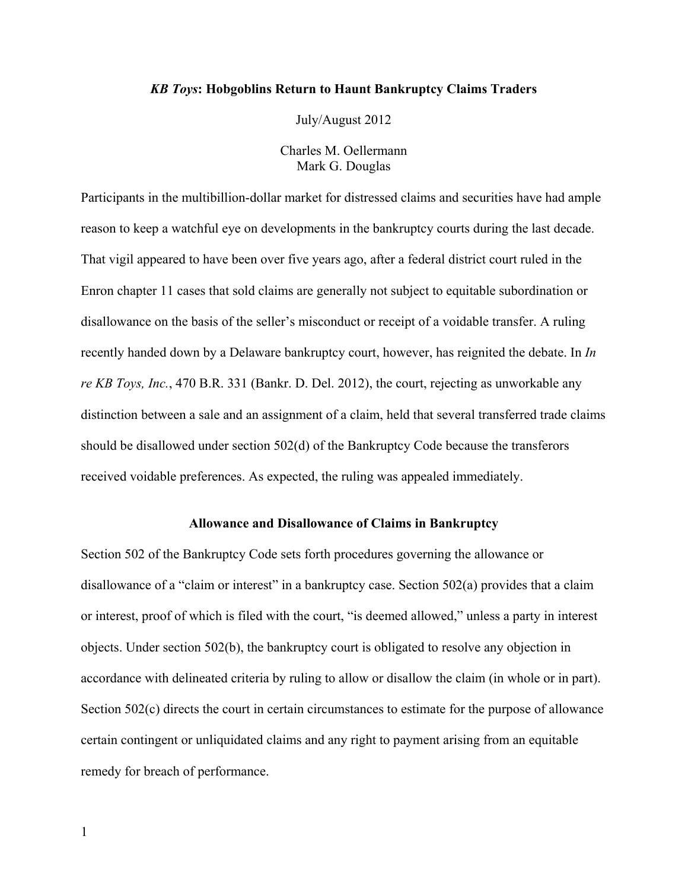# *KB Toys*: Hobgoblins Return to Haunt Bankruptcy Claims Traders

July/August 2012

Charles M. Oellermann
Mark G. Douglas

Participants in the multibillion-dollar market for distressed claims and securities have had ample reason to keep a watchful eye on developments in the bankruptcy courts during the last decade. That vigil appeared to have been over five years ago, after a federal district court ruled in the Enron chapter 11 cases that sold claims are generally not subject to equitable subordination or disallowance on the basis of the seller's misconduct or receipt of a voidable transfer. A ruling recently handed down by a Delaware bankruptcy court, however, has reignited the debate. In *In re KB Toys, Inc.*, 470 B.R. 331 (Bankr. D. Del. 2012), the court, rejecting as unworkable any distinction between a sale and an assignment of a claim, held that several transferred trade claims should be disallowed under section 502(d) of the Bankruptcy Code because the transferors received voidable preferences. As expected, the ruling was appealed immediately.

## Allowance and Disallowance of Claims in Bankruptcy

Section 502 of the Bankruptcy Code sets forth procedures governing the allowance or disallowance of a "claim or interest" in a bankruptcy case. Section 502(a) provides that a claim or interest, proof of which is filed with the court, "is deemed allowed," unless a party in interest objects. Under section 502(b), the bankruptcy court is obligated to resolve any objection in accordance with delineated criteria by ruling to allow or disallow the claim (in whole or in part). Section 502(c) directs the court in certain circumstances to estimate for the purpose of allowance certain contingent or unliquidated claims and any right to payment arising from an equitable remedy for breach of performance.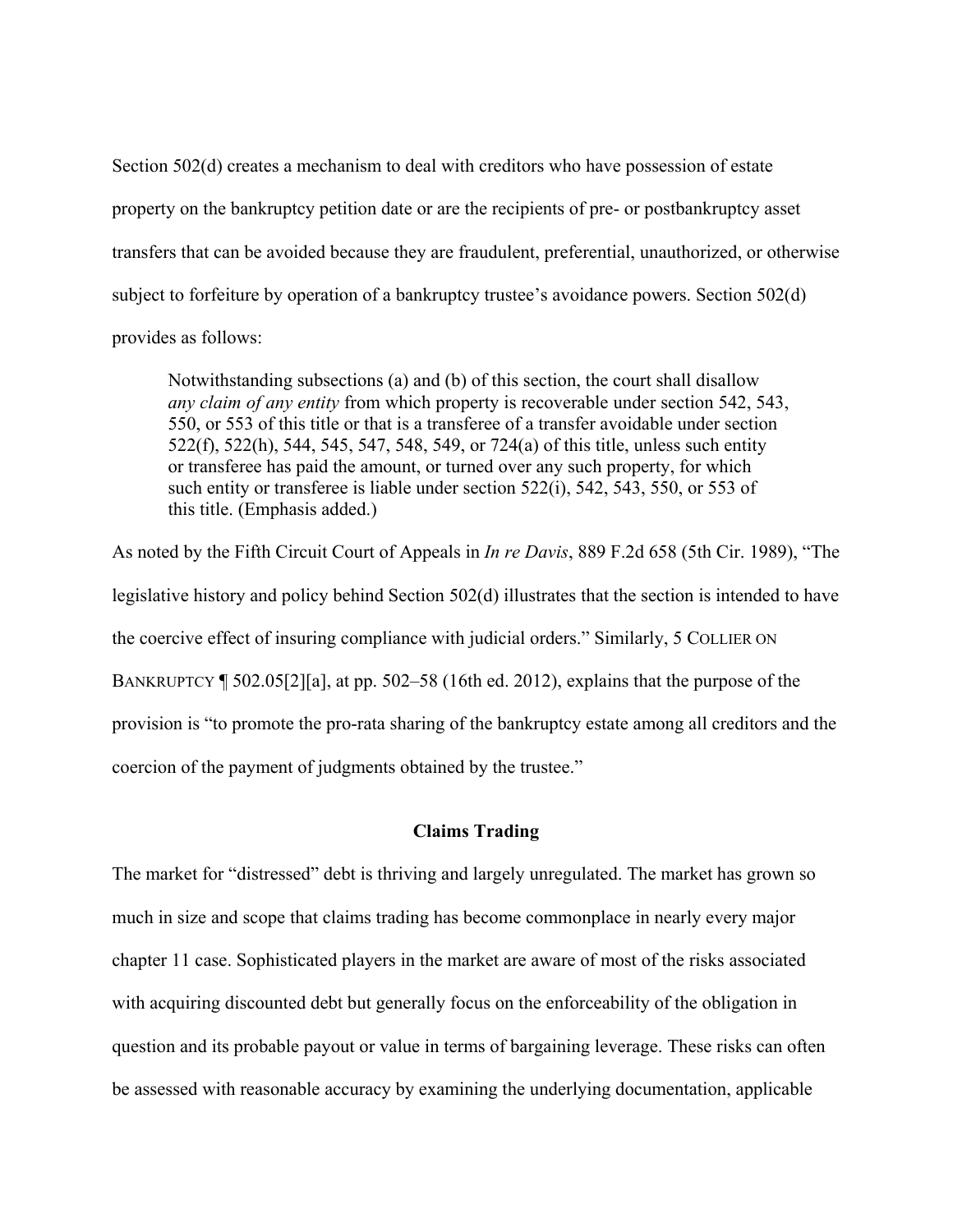Section 502(d) creates a mechanism to deal with creditors who have possession of estate property on the bankruptcy petition date or are the recipients of pre- or postbankruptcy asset transfers that can be avoided because they are fraudulent, preferential, unauthorized, or otherwise subject to forfeiture by operation of a bankruptcy trustee's avoidance powers. Section 502(d) provides as follows:

> Notwithstanding subsections (a) and (b) of this section, the court shall disallow *any claim of any entity* from which property is recoverable under section 542, 543, 550, or 553 of this title or that is a transferee of a transfer avoidable under section 522(f), 522(h), 544, 545, 547, 548, 549, or 724(a) of this title, unless such entity or transferee has paid the amount, or turned over any such property, for which such entity or transferee is liable under section 522(i), 542, 543, 550, or 553 of this title. (Emphasis added.)

As noted by the Fifth Circuit Court of Appeals in *In re Davis*, 889 F.2d 658 (5th Cir. 1989), "The legislative history and policy behind Section 502(d) illustrates that the section is intended to have the coercive effect of insuring compliance with judicial orders." Similarly, 5 COLLIER ON BANKRUPTCY ¶ 502.05[2][a], at pp. 502–58 (16th ed. 2012), explains that the purpose of the provision is "to promote the pro-rata sharing of the bankruptcy estate among all creditors and the coercion of the payment of judgments obtained by the trustee."

## Claims Trading

The market for "distressed" debt is thriving and largely unregulated. The market has grown so much in size and scope that claims trading has become commonplace in nearly every major chapter 11 case. Sophisticated players in the market are aware of most of the risks associated with acquiring discounted debt but generally focus on the enforceability of the obligation in question and its probable payout or value in terms of bargaining leverage. These risks can often be assessed with reasonable accuracy by examining the underlying documentation, applicable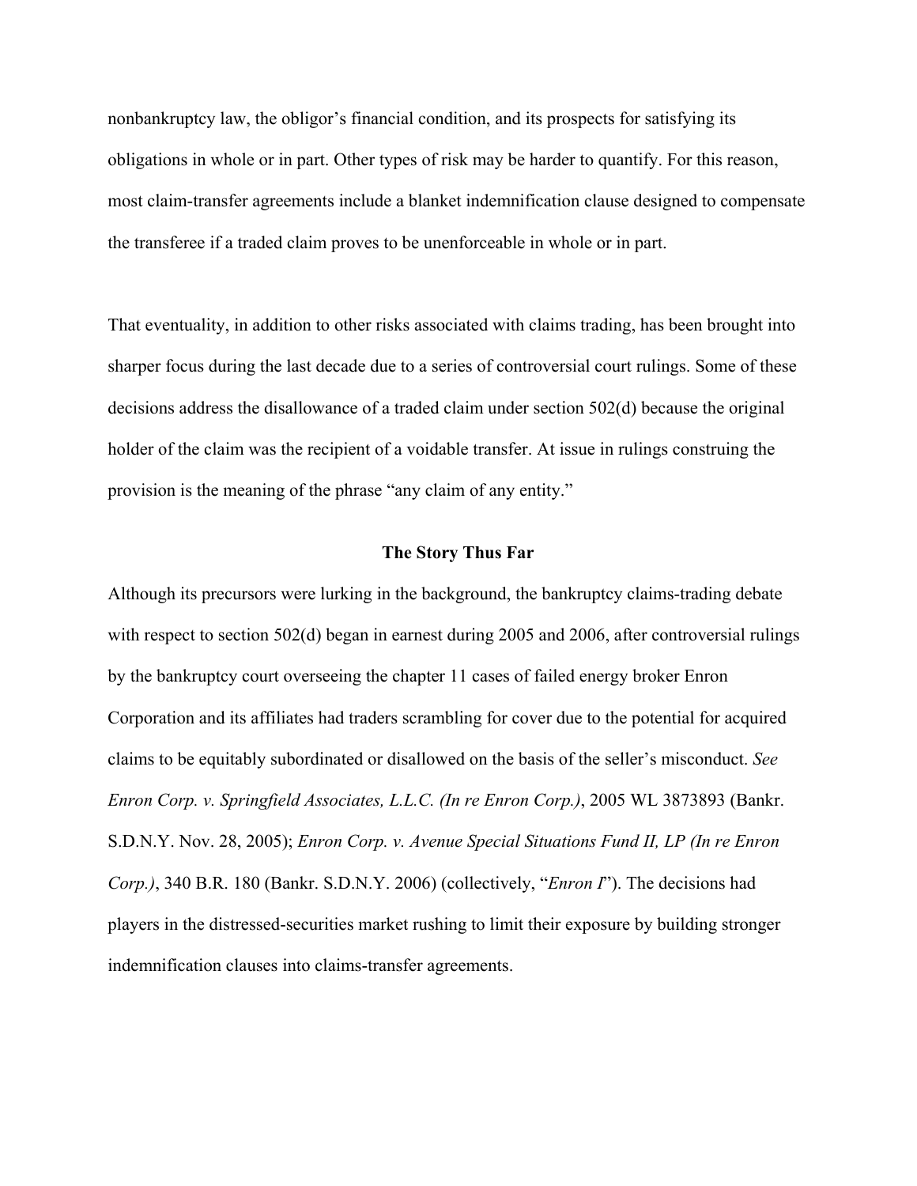nonbankruptcy law, the obligor's financial condition, and its prospects for satisfying its obligations in whole or in part. Other types of risk may be harder to quantify. For this reason, most claim-transfer agreements include a blanket indemnification clause designed to compensate the transferee if a traded claim proves to be unenforceable in whole or in part.

That eventuality, in addition to other risks associated with claims trading, has been brought into sharper focus during the last decade due to a series of controversial court rulings. Some of these decisions address the disallowance of a traded claim under section 502(d) because the original holder of the claim was the recipient of a voidable transfer. At issue in rulings construing the provision is the meaning of the phrase "any claim of any entity."

### The Story Thus Far

Although its precursors were lurking in the background, the bankruptcy claims-trading debate with respect to section 502(d) began in earnest during 2005 and 2006, after controversial rulings by the bankruptcy court overseeing the chapter 11 cases of failed energy broker Enron Corporation and its affiliates had traders scrambling for cover due to the potential for acquired claims to be equitably subordinated or disallowed on the basis of the seller's misconduct. *See Enron Corp. v. Springfield Associates, L.L.C. (In re Enron Corp.)*, 2005 WL 3873893 (Bankr. S.D.N.Y. Nov. 28, 2005); *Enron Corp. v. Avenue Special Situations Fund II, LP (In re Enron Corp.)*, 340 B.R. 180 (Bankr. S.D.N.Y. 2006) (collectively, "*Enron I*"). The decisions had players in the distressed-securities market rushing to limit their exposure by building stronger indemnification clauses into claims-transfer agreements.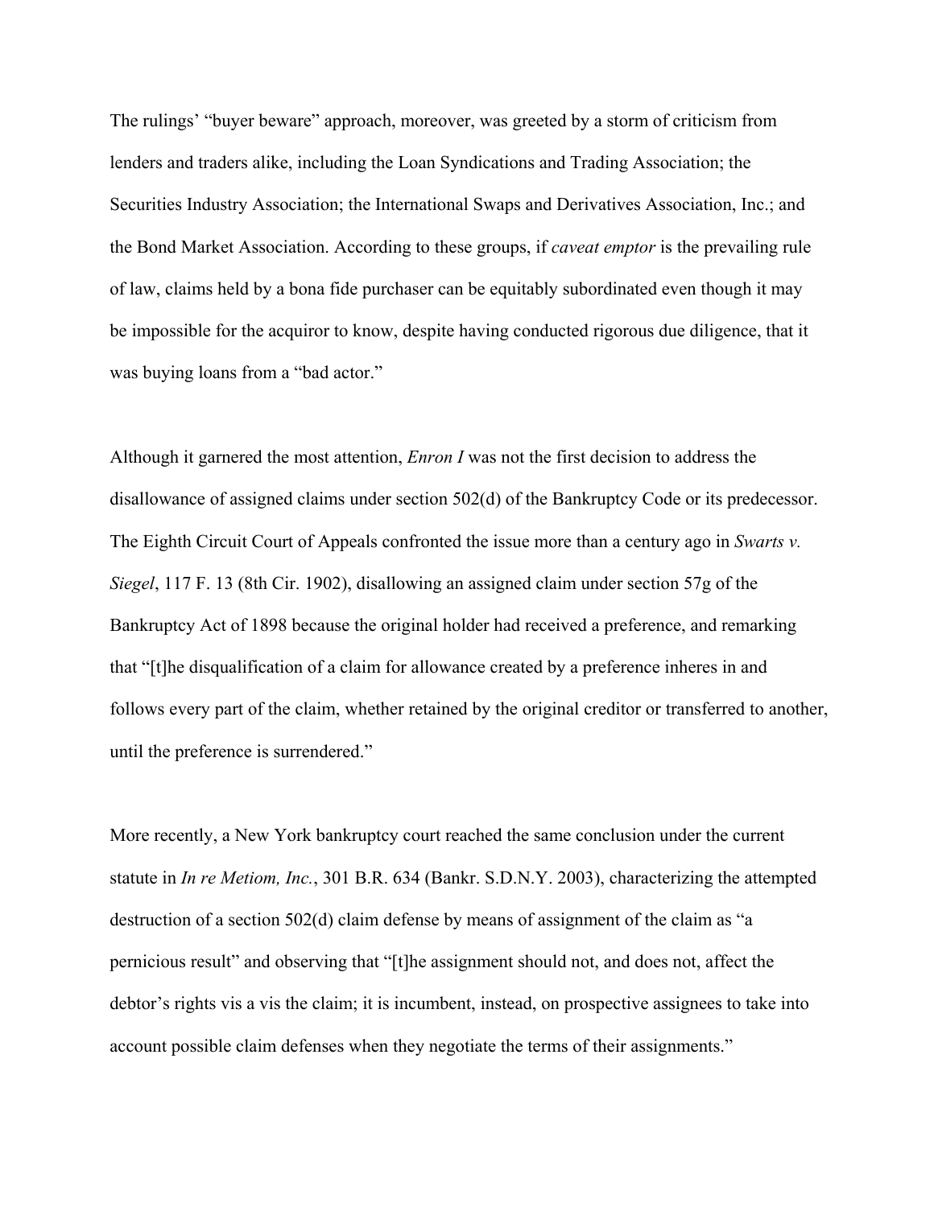The rulings' "buyer beware" approach, moreover, was greeted by a storm of criticism from lenders and traders alike, including the Loan Syndications and Trading Association; the Securities Industry Association; the International Swaps and Derivatives Association, Inc.; and the Bond Market Association. According to these groups, if *caveat emptor* is the prevailing rule of law, claims held by a bona fide purchaser can be equitably subordinated even though it may be impossible for the acquiror to know, despite having conducted rigorous due diligence, that it was buying loans from a "bad actor."

Although it garnered the most attention, *Enron I* was not the first decision to address the disallowance of assigned claims under section 502(d) of the Bankruptcy Code or its predecessor. The Eighth Circuit Court of Appeals confronted the issue more than a century ago in *Swarts v. Siegel*, 117 F. 13 (8th Cir. 1902), disallowing an assigned claim under section 57g of the Bankruptcy Act of 1898 because the original holder had received a preference, and remarking that "[t]he disqualification of a claim for allowance created by a preference inheres in and follows every part of the claim, whether retained by the original creditor or transferred to another, until the preference is surrendered."

More recently, a New York bankruptcy court reached the same conclusion under the current statute in *In re Metiom, Inc.*, 301 B.R. 634 (Bankr. S.D.N.Y. 2003), characterizing the attempted destruction of a section 502(d) claim defense by means of assignment of the claim as "a pernicious result" and observing that "[t]he assignment should not, and does not, affect the debtor's rights vis a vis the claim; it is incumbent, instead, on prospective assignees to take into account possible claim defenses when they negotiate the terms of their assignments."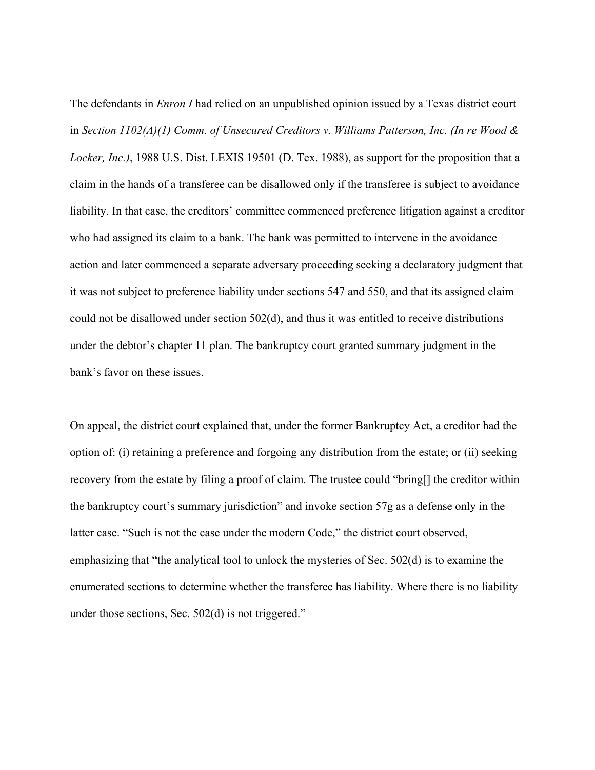The defendants in *Enron I* had relied on an unpublished opinion issued by a Texas district court in *Section 1102(A)(1) Comm. of Unsecured Creditors v. Williams Patterson, Inc. (In re Wood & Locker, Inc.)*, 1988 U.S. Dist. LEXIS 19501 (D. Tex. 1988), as support for the proposition that a claim in the hands of a transferee can be disallowed only if the transferee is subject to avoidance liability. In that case, the creditors' committee commenced preference litigation against a creditor who had assigned its claim to a bank. The bank was permitted to intervene in the avoidance action and later commenced a separate adversary proceeding seeking a declaratory judgment that it was not subject to preference liability under sections 547 and 550, and that its assigned claim could not be disallowed under section 502(d), and thus it was entitled to receive distributions under the debtor's chapter 11 plan. The bankruptcy court granted summary judgment in the bank's favor on these issues.

On appeal, the district court explained that, under the former Bankruptcy Act, a creditor had the option of: (i) retaining a preference and forgoing any distribution from the estate; or (ii) seeking recovery from the estate by filing a proof of claim. The trustee could "bring[] the creditor within the bankruptcy court's summary jurisdiction" and invoke section 57g as a defense only in the latter case. "Such is not the case under the modern Code," the district court observed, emphasizing that "the analytical tool to unlock the mysteries of Sec. 502(d) is to examine the enumerated sections to determine whether the transferee has liability. Where there is no liability under those sections, Sec. 502(d) is not triggered."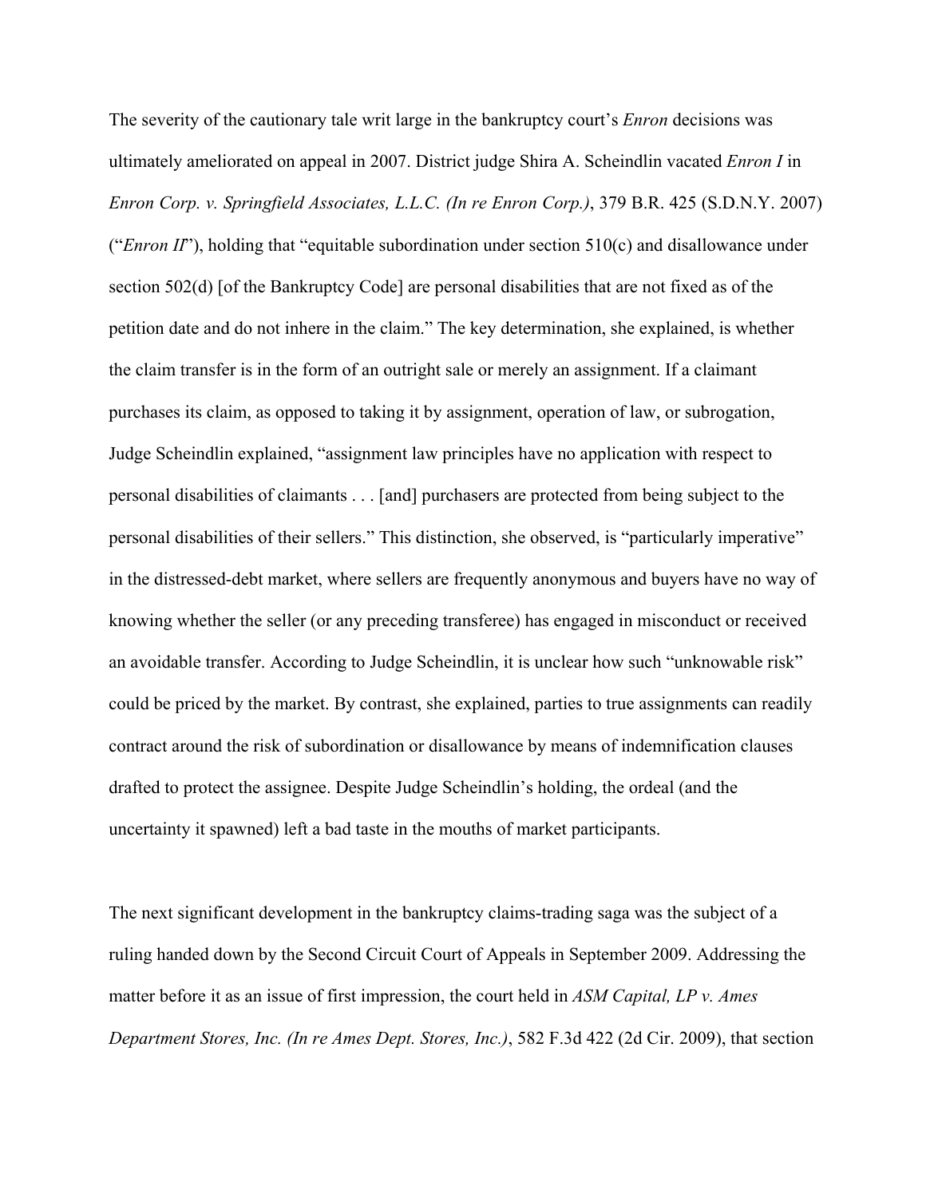The severity of the cautionary tale writ large in the bankruptcy court's *Enron* decisions was ultimately ameliorated on appeal in 2007. District judge Shira A. Scheindlin vacated *Enron I* in *Enron Corp. v. Springfield Associates, L.L.C. (In re Enron Corp.)*, 379 B.R. 425 (S.D.N.Y. 2007) ("*Enron II*"), holding that "equitable subordination under section 510(c) and disallowance under section 502(d) [of the Bankruptcy Code] are personal disabilities that are not fixed as of the petition date and do not inhere in the claim." The key determination, she explained, is whether the claim transfer is in the form of an outright sale or merely an assignment. If a claimant purchases its claim, as opposed to taking it by assignment, operation of law, or subrogation, Judge Scheindlin explained, "assignment law principles have no application with respect to personal disabilities of claimants . . . [and] purchasers are protected from being subject to the personal disabilities of their sellers." This distinction, she observed, is "particularly imperative" in the distressed-debt market, where sellers are frequently anonymous and buyers have no way of knowing whether the seller (or any preceding transferee) has engaged in misconduct or received an avoidable transfer. According to Judge Scheindlin, it is unclear how such "unknowable risk" could be priced by the market. By contrast, she explained, parties to true assignments can readily contract around the risk of subordination or disallowance by means of indemnification clauses drafted to protect the assignee. Despite Judge Scheindlin's holding, the ordeal (and the uncertainty it spawned) left a bad taste in the mouths of market participants.

The next significant development in the bankruptcy claims-trading saga was the subject of a ruling handed down by the Second Circuit Court of Appeals in September 2009. Addressing the matter before it as an issue of first impression, the court held in *ASM Capital, LP v. Ames Department Stores, Inc. (In re Ames Dept. Stores, Inc.)*, 582 F.3d 422 (2d Cir. 2009), that section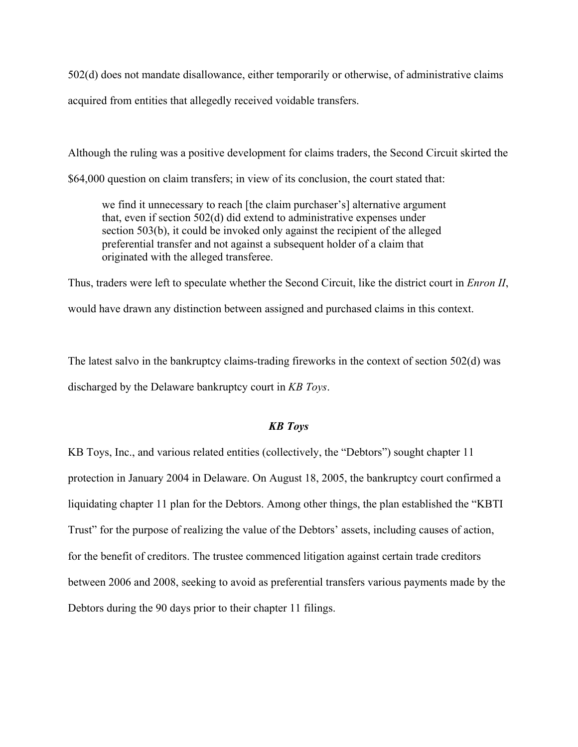502(d) does not mandate disallowance, either temporarily or otherwise, of administrative claims acquired from entities that allegedly received voidable transfers.

Although the ruling was a positive development for claims traders, the Second Circuit skirted the $64,000 question on claim transfers; in view of its conclusion, the court stated that:

> we find it unnecessary to reach [the claim purchaser's] alternative argument that, even if section 502(d) did extend to administrative expenses under section 503(b), it could be invoked only against the recipient of the alleged preferential transfer and not against a subsequent holder of a claim that originated with the alleged transferee.

Thus, traders were left to speculate whether the Second Circuit, like the district court in *Enron II*, would have drawn any distinction between assigned and purchased claims in this context.

The latest salvo in the bankruptcy claims-trading fireworks in the context of section 502(d) was discharged by the Delaware bankruptcy court in *KB Toys*.

### ***KB Toys***

KB Toys, Inc., and various related entities (collectively, the "Debtors") sought chapter 11 protection in January 2004 in Delaware. On August 18, 2005, the bankruptcy court confirmed a liquidating chapter 11 plan for the Debtors. Among other things, the plan established the "KBTI Trust" for the purpose of realizing the value of the Debtors' assets, including causes of action, for the benefit of creditors. The trustee commenced litigation against certain trade creditors between 2006 and 2008, seeking to avoid as preferential transfers various payments made by the Debtors during the 90 days prior to their chapter 11 filings.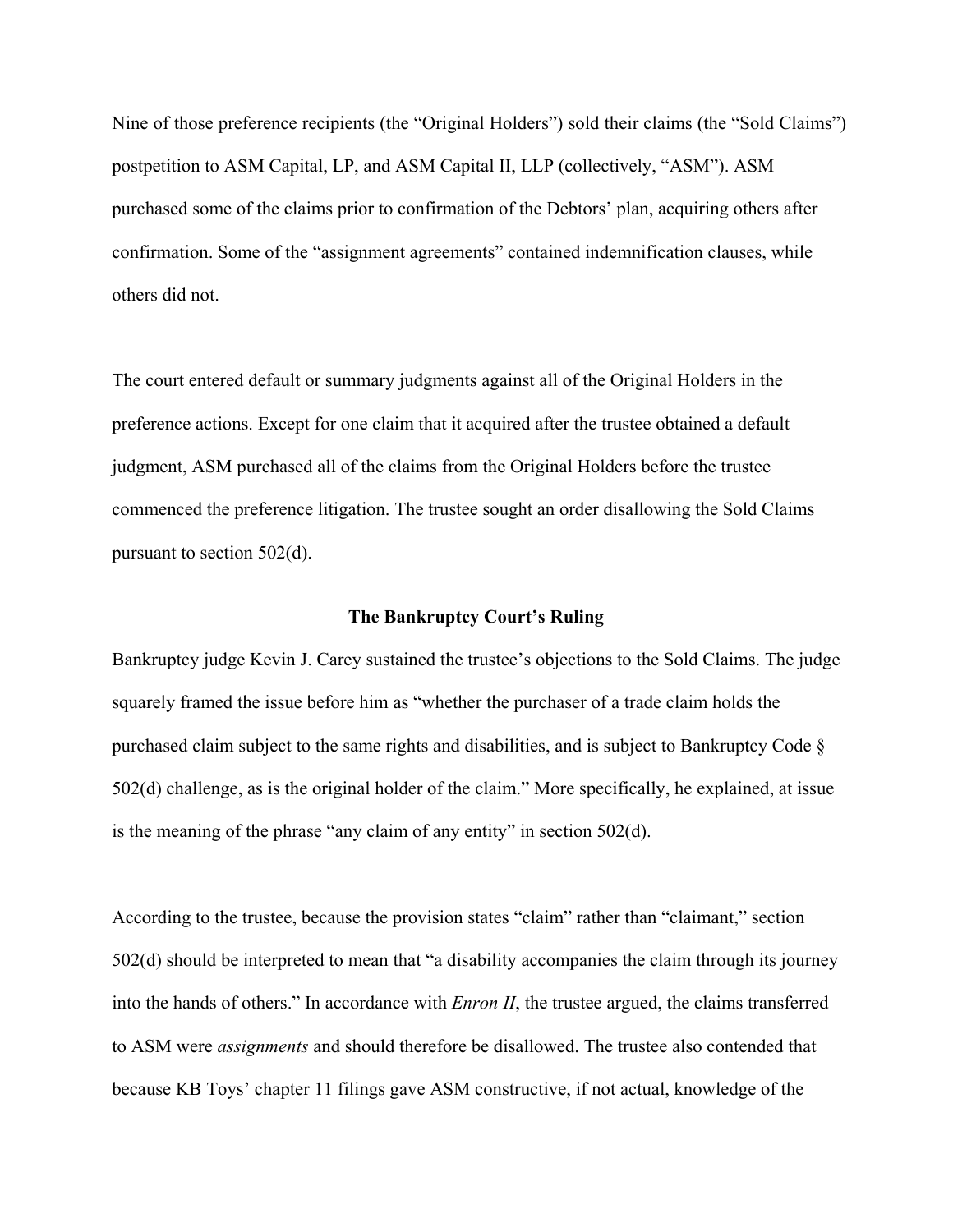Nine of those preference recipients (the "Original Holders") sold their claims (the "Sold Claims") postpetition to ASM Capital, LP, and ASM Capital II, LLP (collectively, "ASM"). ASM purchased some of the claims prior to confirmation of the Debtors' plan, acquiring others after confirmation. Some of the "assignment agreements" contained indemnification clauses, while others did not.

The court entered default or summary judgments against all of the Original Holders in the preference actions. Except for one claim that it acquired after the trustee obtained a default judgment, ASM purchased all of the claims from the Original Holders before the trustee commenced the preference litigation. The trustee sought an order disallowing the Sold Claims pursuant to section 502(d).

### The Bankruptcy Court's Ruling

Bankruptcy judge Kevin J. Carey sustained the trustee's objections to the Sold Claims. The judge squarely framed the issue before him as "whether the purchaser of a trade claim holds the purchased claim subject to the same rights and disabilities, and is subject to Bankruptcy Code § 502(d) challenge, as is the original holder of the claim." More specifically, he explained, at issue is the meaning of the phrase "any claim of any entity" in section 502(d).

According to the trustee, because the provision states "claim" rather than "claimant," section 502(d) should be interpreted to mean that "a disability accompanies the claim through its journey into the hands of others." In accordance with *Enron II*, the trustee argued, the claims transferred to ASM were *assignments* and should therefore be disallowed. The trustee also contended that because KB Toys' chapter 11 filings gave ASM constructive, if not actual, knowledge of the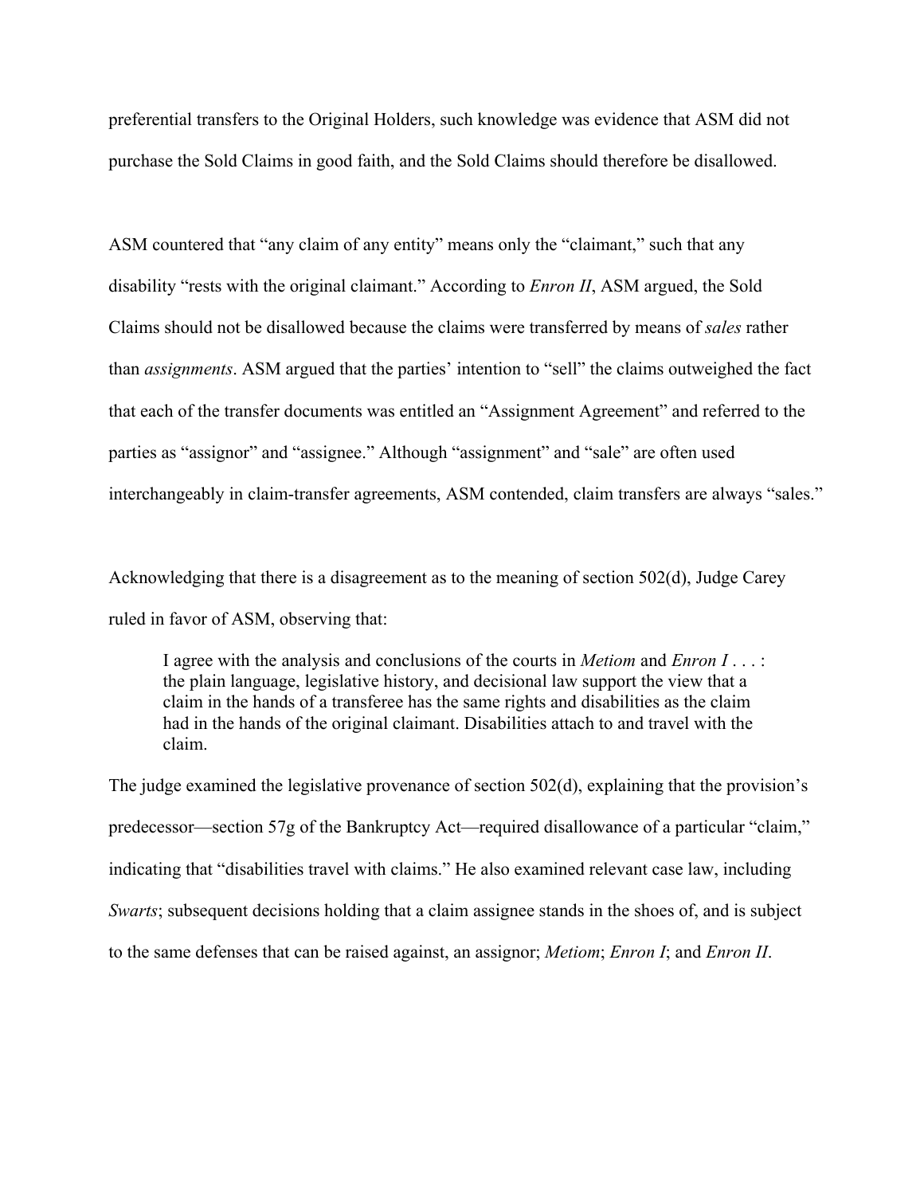preferential transfers to the Original Holders, such knowledge was evidence that ASM did not purchase the Sold Claims in good faith, and the Sold Claims should therefore be disallowed.

ASM countered that "any claim of any entity" means only the "claimant," such that any disability "rests with the original claimant." According to *Enron II*, ASM argued, the Sold Claims should not be disallowed because the claims were transferred by means of *sales* rather than *assignments*. ASM argued that the parties' intention to "sell" the claims outweighed the fact that each of the transfer documents was entitled an "Assignment Agreement" and referred to the parties as "assignor" and "assignee." Although "assignment" and "sale" are often used interchangeably in claim-transfer agreements, ASM contended, claim transfers are always "sales."

Acknowledging that there is a disagreement as to the meaning of section 502(d), Judge Carey ruled in favor of ASM, observing that:

> I agree with the analysis and conclusions of the courts in *Metiom* and *Enron I* . . . : the plain language, legislative history, and decisional law support the view that a claim in the hands of a transferee has the same rights and disabilities as the claim had in the hands of the original claimant. Disabilities attach to and travel with the claim.

The judge examined the legislative provenance of section 502(d), explaining that the provision's predecessor—section 57g of the Bankruptcy Act—required disallowance of a particular "claim," indicating that "disabilities travel with claims." He also examined relevant case law, including *Swarts*; subsequent decisions holding that a claim assignee stands in the shoes of, and is subject to the same defenses that can be raised against, an assignor; *Metiom*; *Enron I*; and *Enron II*.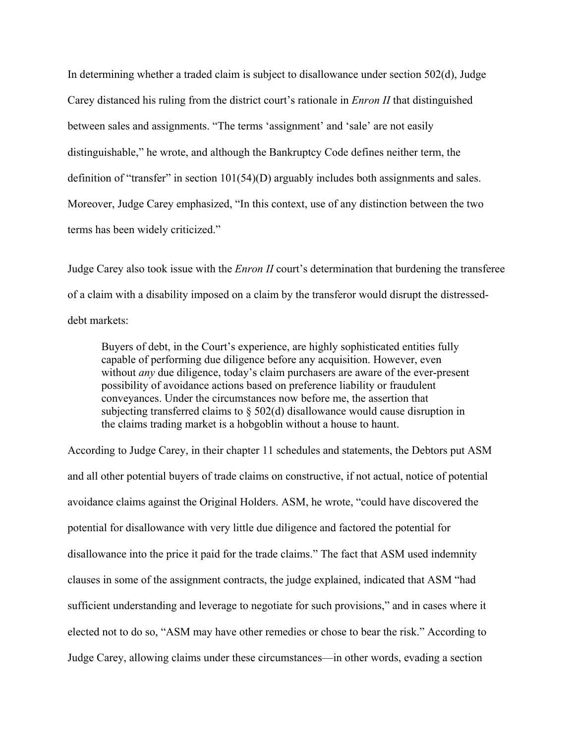In determining whether a traded claim is subject to disallowance under section 502(d), Judge Carey distanced his ruling from the district court's rationale in *Enron II* that distinguished between sales and assignments. "The terms 'assignment' and 'sale' are not easily distinguishable," he wrote, and although the Bankruptcy Code defines neither term, the definition of "transfer" in section 101(54)(D) arguably includes both assignments and sales. Moreover, Judge Carey emphasized, "In this context, use of any distinction between the two terms has been widely criticized."

Judge Carey also took issue with the *Enron II* court's determination that burdening the transferee of a claim with a disability imposed on a claim by the transferor would disrupt the distressed-debt markets:

> Buyers of debt, in the Court's experience, are highly sophisticated entities fully capable of performing due diligence before any acquisition. However, even without *any* due diligence, today's claim purchasers are aware of the ever-present possibility of avoidance actions based on preference liability or fraudulent conveyances. Under the circumstances now before me, the assertion that subjecting transferred claims to § 502(d) disallowance would cause disruption in the claims trading market is a hobgoblin without a house to haunt.

According to Judge Carey, in their chapter 11 schedules and statements, the Debtors put ASM and all other potential buyers of trade claims on constructive, if not actual, notice of potential avoidance claims against the Original Holders. ASM, he wrote, "could have discovered the potential for disallowance with very little due diligence and factored the potential for disallowance into the price it paid for the trade claims." The fact that ASM used indemnity clauses in some of the assignment contracts, the judge explained, indicated that ASM "had sufficient understanding and leverage to negotiate for such provisions," and in cases where it elected not to do so, "ASM may have other remedies or chose to bear the risk." According to Judge Carey, allowing claims under these circumstances—in other words, evading a section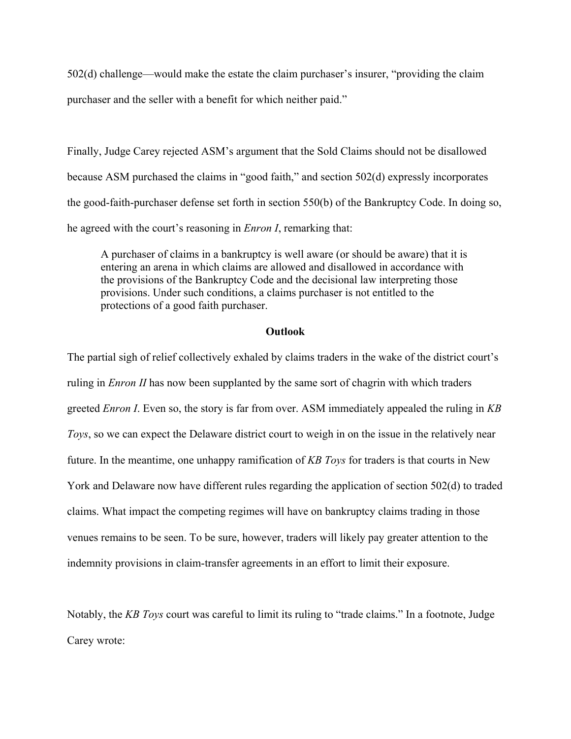502(d) challenge—would make the estate the claim purchaser's insurer, "providing the claim purchaser and the seller with a benefit for which neither paid."

Finally, Judge Carey rejected ASM's argument that the Sold Claims should not be disallowed because ASM purchased the claims in "good faith," and section 502(d) expressly incorporates the good-faith-purchaser defense set forth in section 550(b) of the Bankruptcy Code. In doing so, he agreed with the court's reasoning in *Enron I*, remarking that:

> A purchaser of claims in a bankruptcy is well aware (or should be aware) that it is entering an arena in which claims are allowed and disallowed in accordance with the provisions of the Bankruptcy Code and the decisional law interpreting those provisions. Under such conditions, a claims purchaser is not entitled to the protections of a good faith purchaser.

## Outlook

The partial sigh of relief collectively exhaled by claims traders in the wake of the district court's ruling in *Enron II* has now been supplanted by the same sort of chagrin with which traders greeted *Enron I*. Even so, the story is far from over. ASM immediately appealed the ruling in *KB Toys*, so we can expect the Delaware district court to weigh in on the issue in the relatively near future. In the meantime, one unhappy ramification of *KB Toys* for traders is that courts in New York and Delaware now have different rules regarding the application of section 502(d) to traded claims. What impact the competing regimes will have on bankruptcy claims trading in those venues remains to be seen. To be sure, however, traders will likely pay greater attention to the indemnity provisions in claim-transfer agreements in an effort to limit their exposure.

Notably, the *KB Toys* court was careful to limit its ruling to "trade claims." In a footnote, Judge Carey wrote: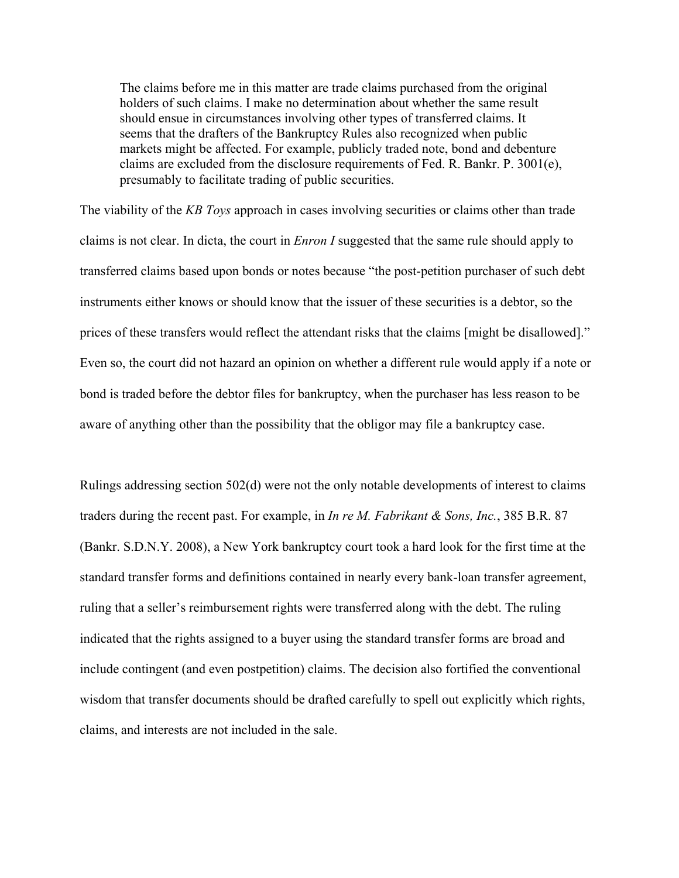> The claims before me in this matter are trade claims purchased from the original holders of such claims. I make no determination about whether the same result should ensue in circumstances involving other types of transferred claims. It seems that the drafters of the Bankruptcy Rules also recognized when public markets might be affected. For example, publicly traded note, bond and debenture claims are excluded from the disclosure requirements of Fed. R. Bankr. P. 3001(e), presumably to facilitate trading of public securities.

The viability of the *KB Toys* approach in cases involving securities or claims other than trade claims is not clear. In dicta, the court in *Enron I* suggested that the same rule should apply to transferred claims based upon bonds or notes because "the post-petition purchaser of such debt instruments either knows or should know that the issuer of these securities is a debtor, so the prices of these transfers would reflect the attendant risks that the claims [might be disallowed]." Even so, the court did not hazard an opinion on whether a different rule would apply if a note or bond is traded before the debtor files for bankruptcy, when the purchaser has less reason to be aware of anything other than the possibility that the obligor may file a bankruptcy case.

Rulings addressing section 502(d) were not the only notable developments of interest to claims traders during the recent past. For example, in *In re M. Fabrikant & Sons, Inc.*, 385 B.R. 87 (Bankr. S.D.N.Y. 2008), a New York bankruptcy court took a hard look for the first time at the standard transfer forms and definitions contained in nearly every bank-loan transfer agreement, ruling that a seller's reimbursement rights were transferred along with the debt. The ruling indicated that the rights assigned to a buyer using the standard transfer forms are broad and include contingent (and even postpetition) claims. The decision also fortified the conventional wisdom that transfer documents should be drafted carefully to spell out explicitly which rights, claims, and interests are not included in the sale.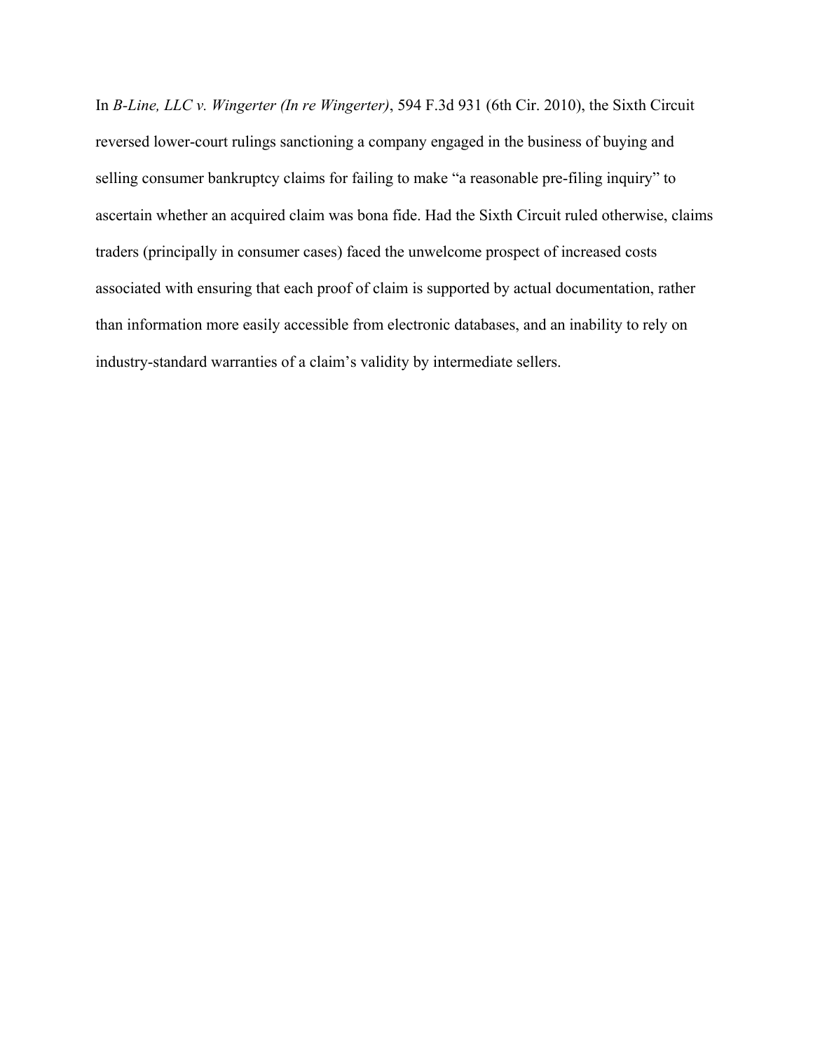In *B-Line, LLC v. Wingerter (In re Wingerter)*, 594 F.3d 931 (6th Cir. 2010), the Sixth Circuit reversed lower-court rulings sanctioning a company engaged in the business of buying and selling consumer bankruptcy claims for failing to make "a reasonable pre-filing inquiry" to ascertain whether an acquired claim was bona fide. Had the Sixth Circuit ruled otherwise, claims traders (principally in consumer cases) faced the unwelcome prospect of increased costs associated with ensuring that each proof of claim is supported by actual documentation, rather than information more easily accessible from electronic databases, and an inability to rely on industry-standard warranties of a claim's validity by intermediate sellers.